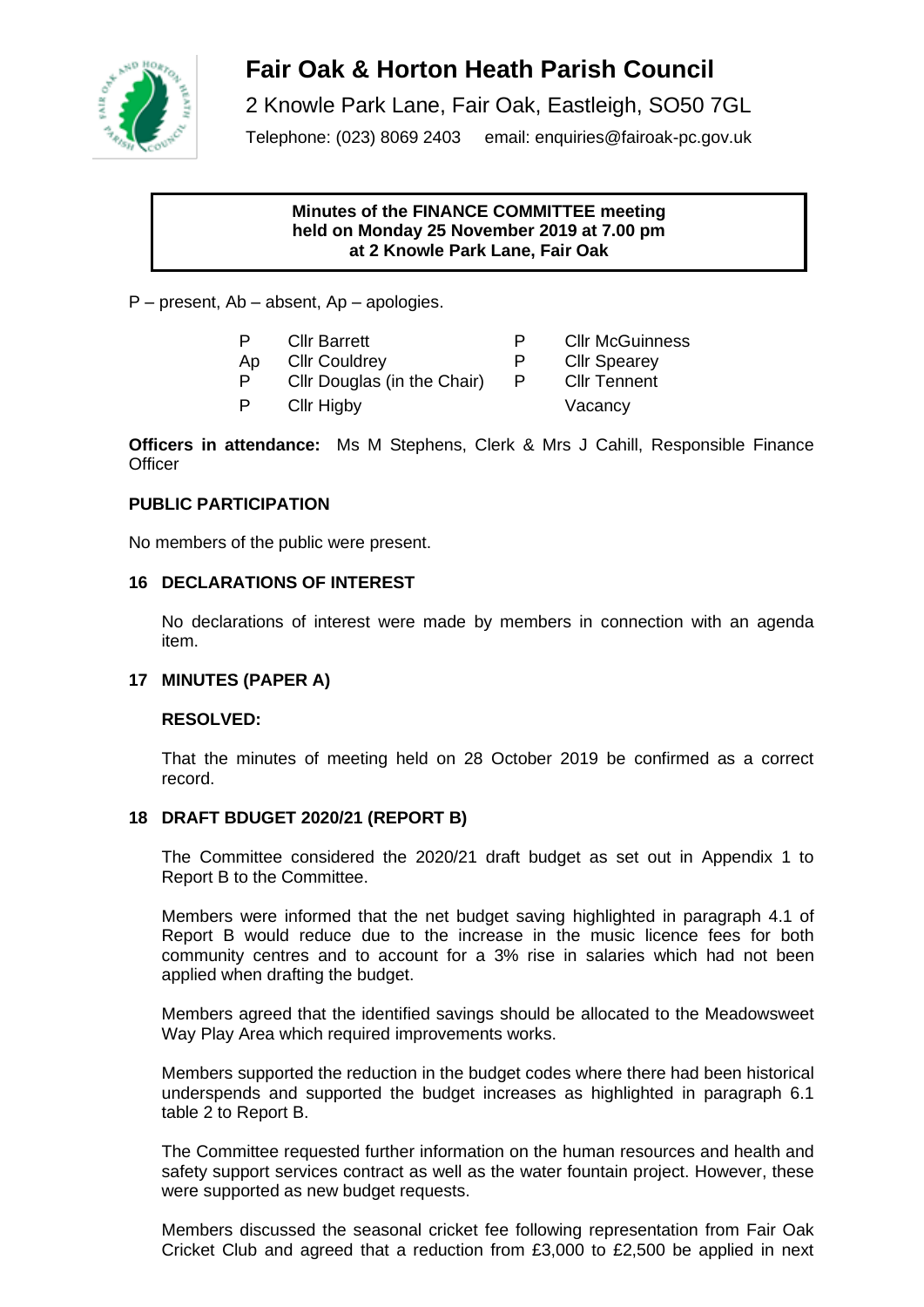# Fair Oak & Horton Heath Parish Council

2 Knowle Park Lane, Fair Oak, Eastleigh, SO50 7GL

Telephone: (023) 8069 2403 email: enquiries@fairoak-pc.gov.uk

**Minutes of the FINANCE COMMITTEE meeting held on Monday 25 November 2019 at 7.00 pm at 2 Knowle Park Lane, Fair Oak**

P – present, Ab – absent, Ap – apologies.

| | | | |
|---|---|---|---|
| P | Cllr Barrett | P | Cllr McGuinness |
| Ap | Cllr Couldrey | P | Cllr Spearey |
| P | Cllr Douglas (in the Chair) | P | Cllr Tennent |
| P | Cllr Higby | | Vacancy |

**Officers in attendance:** Ms M Stephens, Clerk & Mrs J Cahill, Responsible Finance Officer

## PUBLIC PARTICIPATION

No members of the public were present.

## 16 DECLARATIONS OF INTEREST

No declarations of interest were made by members in connection with an agenda item.

## 17 MINUTES (PAPER A)

**RESOLVED:**

That the minutes of meeting held on 28 October 2019 be confirmed as a correct record.

## 18 DRAFT BDUGET 2020/21 (REPORT B)

The Committee considered the 2020/21 draft budget as set out in Appendix 1 to Report B to the Committee.

Members were informed that the net budget saving highlighted in paragraph 4.1 of Report B would reduce due to the increase in the music licence fees for both community centres and to account for a 3% rise in salaries which had not been applied when drafting the budget.

Members agreed that the identified savings should be allocated to the Meadowsweet Way Play Area which required improvements works.

Members supported the reduction in the budget codes where there had been historical underspends and supported the budget increases as highlighted in paragraph 6.1 table 2 to Report B.

The Committee requested further information on the human resources and health and safety support services contract as well as the water fountain project. However, these were supported as new budget requests.

Members discussed the seasonal cricket fee following representation from Fair Oak Cricket Club and agreed that a reduction from £3,000 to £2,500 be applied in next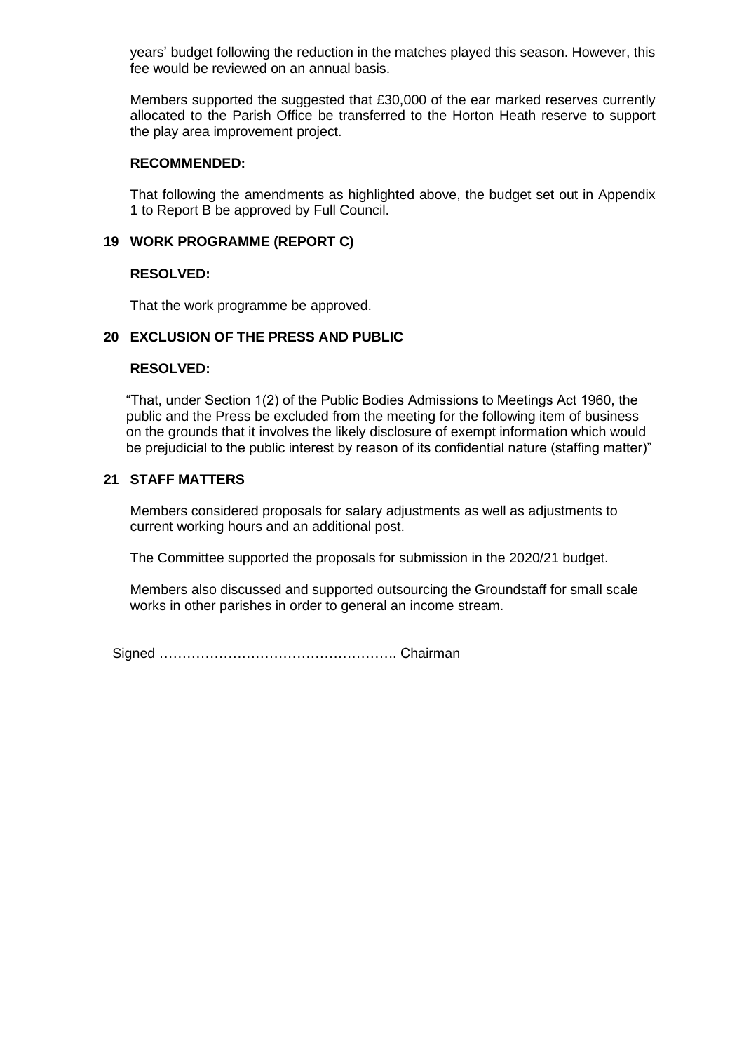years' budget following the reduction in the matches played this season. However, this fee would be reviewed on an annual basis.

Members supported the suggested that £30,000 of the ear marked reserves currently allocated to the Parish Office be transferred to the Horton Heath reserve to support the play area improvement project.

**RECOMMENDED:**

That following the amendments as highlighted above, the budget set out in Appendix 1 to Report B be approved by Full Council.

## 19 WORK PROGRAMME (REPORT C)

**RESOLVED:**

That the work programme be approved.

## 20 EXCLUSION OF THE PRESS AND PUBLIC

**RESOLVED:**

"That, under Section 1(2) of the Public Bodies Admissions to Meetings Act 1960, the public and the Press be excluded from the meeting for the following item of business on the grounds that it involves the likely disclosure of exempt information which would be prejudicial to the public interest by reason of its confidential nature (staffing matter)"

## 21 STAFF MATTERS

Members considered proposals for salary adjustments as well as adjustments to current working hours and an additional post.

The Committee supported the proposals for submission in the 2020/21 budget.

Members also discussed and supported outsourcing the Groundstaff for small scale works in other parishes in order to general an income stream.

Signed ……………………………………………. Chairman